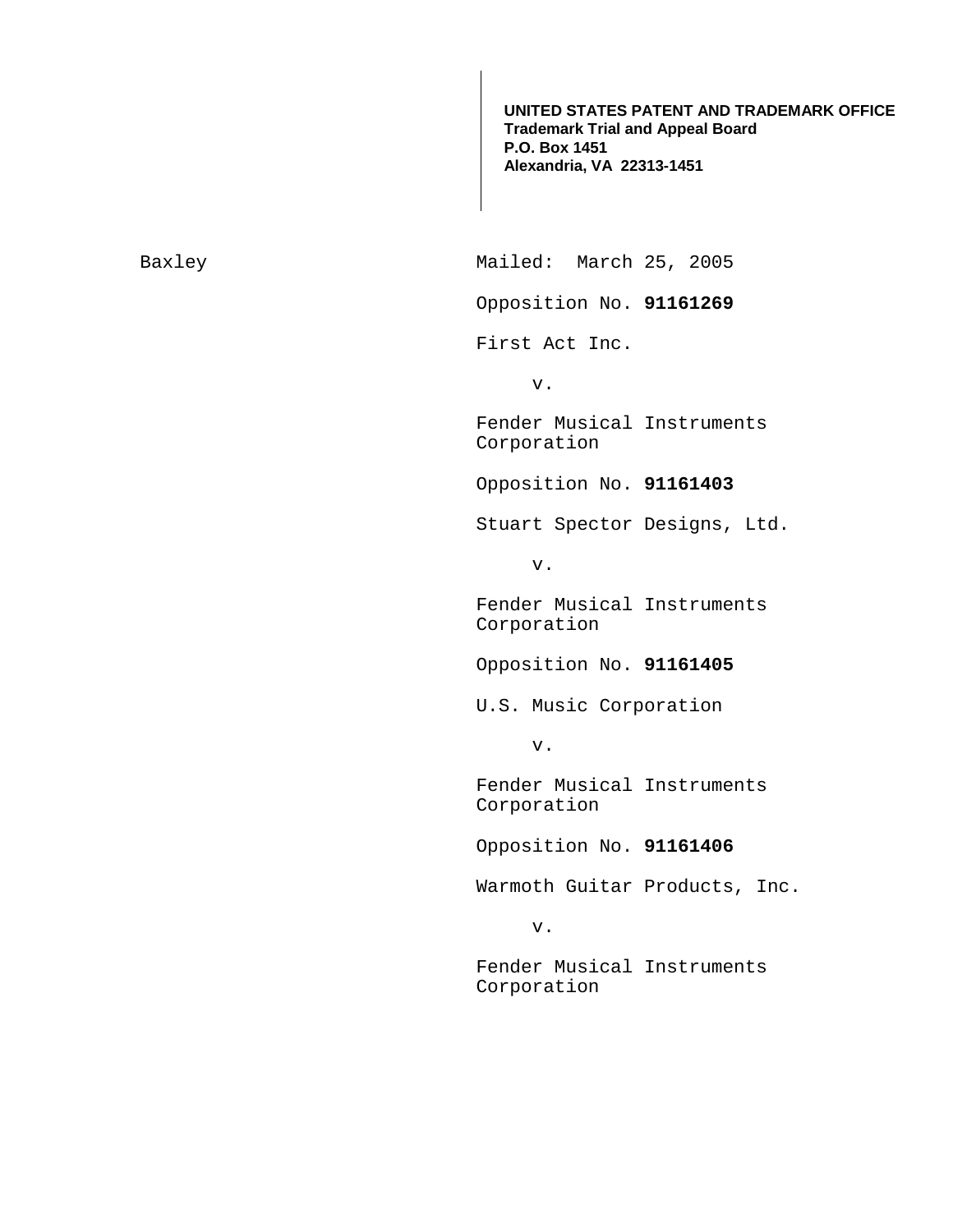**UNITED STATES PATENT AND TRADEMARK OFFICE**
**Trademark Trial and Appeal Board**
**P.O. Box 1451**
**Alexandria, VA 22313-1451**

Baxley

Mailed: March 25, 2005

Opposition No. **91161269**

First Act Inc.

v.

Fender Musical Instruments Corporation

Opposition No. **91161403**

Stuart Spector Designs, Ltd.

v.

Fender Musical Instruments Corporation

Opposition No. **91161405**

U.S. Music Corporation

v.

Fender Musical Instruments Corporation

Opposition No. **91161406**

Warmoth Guitar Products, Inc.

v.

Fender Musical Instruments Corporation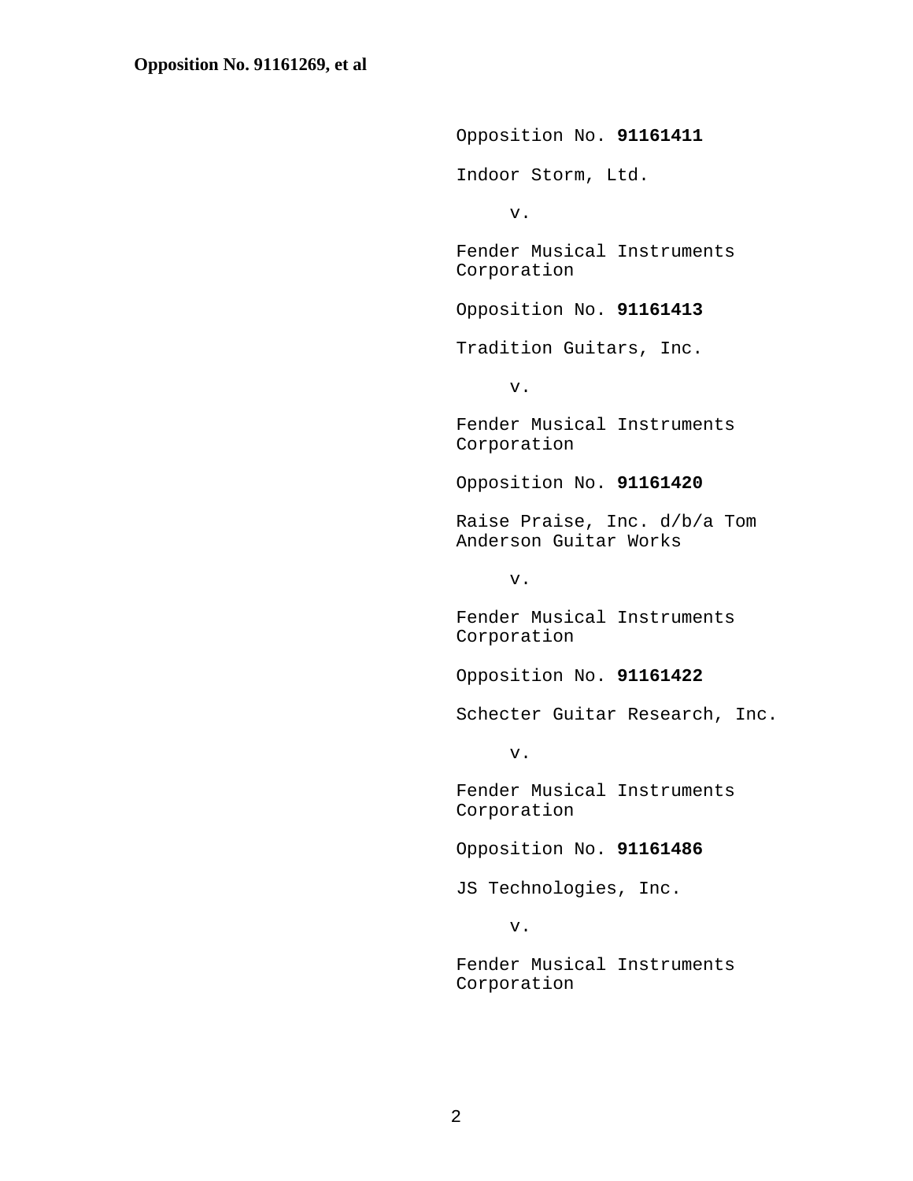Opposition No. **91161411**

Indoor Storm, Ltd.

v.

Fender Musical Instruments Corporation

Opposition No. **91161413**

Tradition Guitars, Inc.

v.

Fender Musical Instruments Corporation

Opposition No. **91161420**

Raise Praise, Inc. d/b/a Tom Anderson Guitar Works

v.

Fender Musical Instruments Corporation

Opposition No. **91161422**

Schecter Guitar Research, Inc.

v.

Fender Musical Instruments Corporation

Opposition No. **91161486**

JS Technologies, Inc.

v.

Fender Musical Instruments Corporation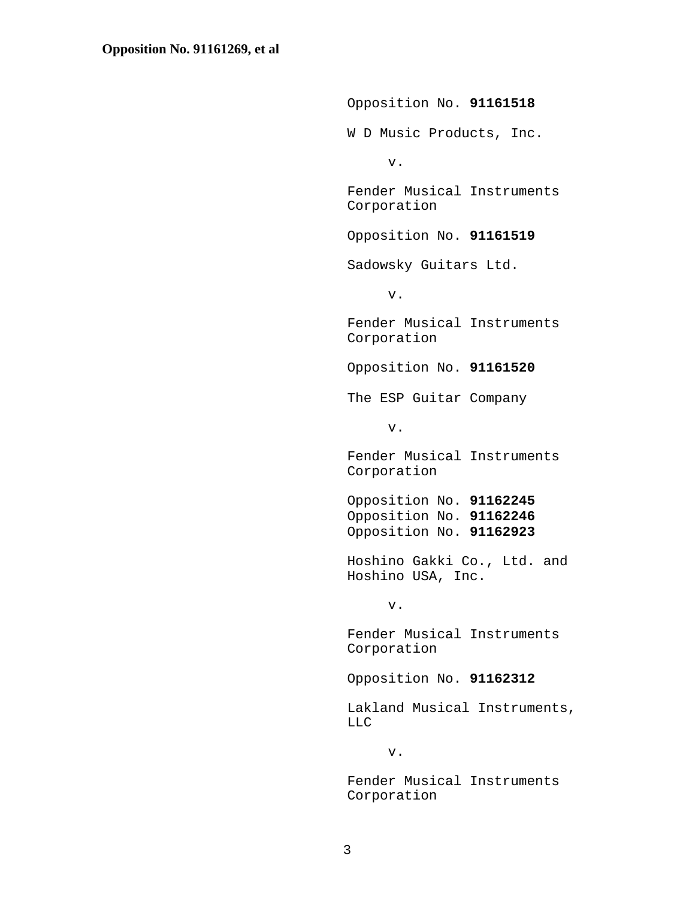Opposition No. **91161518**

W D Music Products, Inc.

v.

Fender Musical Instruments Corporation

Opposition No. **91161519**

Sadowsky Guitars Ltd.

v.

Fender Musical Instruments Corporation

Opposition No. **91161520**

The ESP Guitar Company

v.

Fender Musical Instruments Corporation

Opposition No. **91162245**
Opposition No. **91162246**
Opposition No. **91162923**

Hoshino Gakki Co., Ltd. and Hoshino USA, Inc.

v.

Fender Musical Instruments Corporation

Opposition No. **91162312**

Lakland Musical Instruments, LLC

v.

Fender Musical Instruments Corporation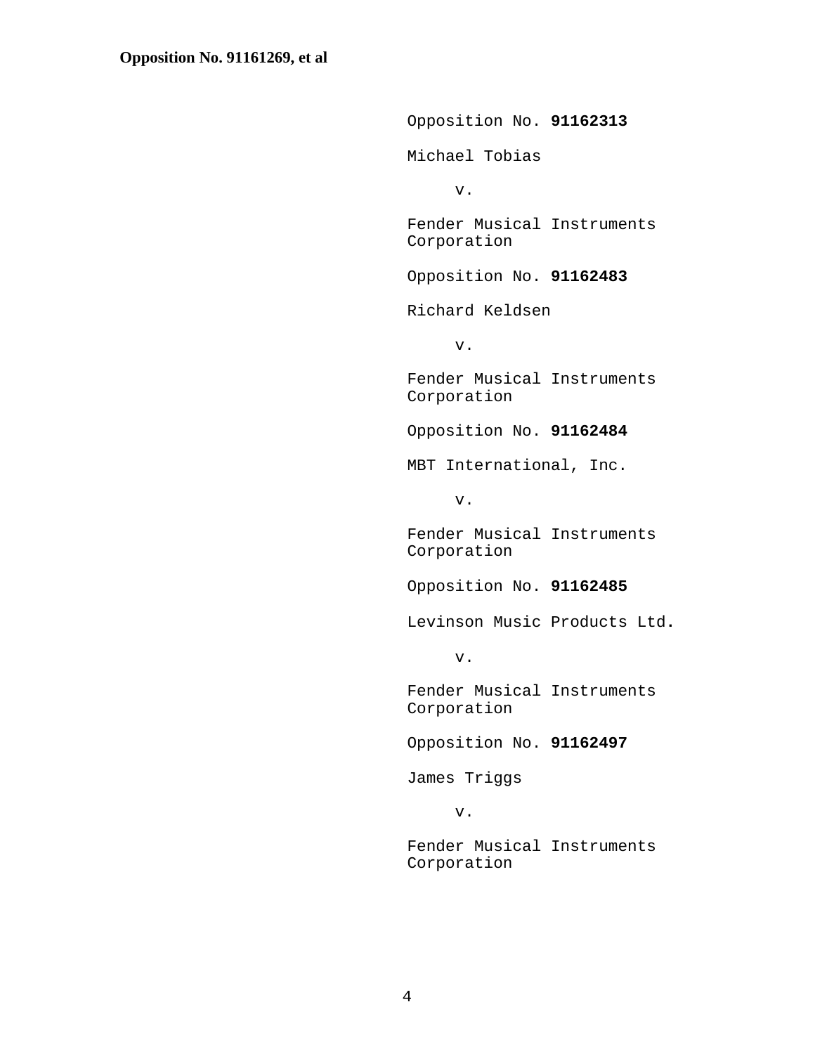Opposition No. **91162313**

Michael Tobias

v.

Fender Musical Instruments Corporation

Opposition No. **91162483**

Richard Keldsen

v.

Fender Musical Instruments Corporation

Opposition No. **91162484**

MBT International, Inc.

v.

Fender Musical Instruments Corporation

Opposition No. **91162485**

Levinson Music Products Ltd.

v.

Fender Musical Instruments Corporation

Opposition No. **91162497**

James Triggs

v.

Fender Musical Instruments Corporation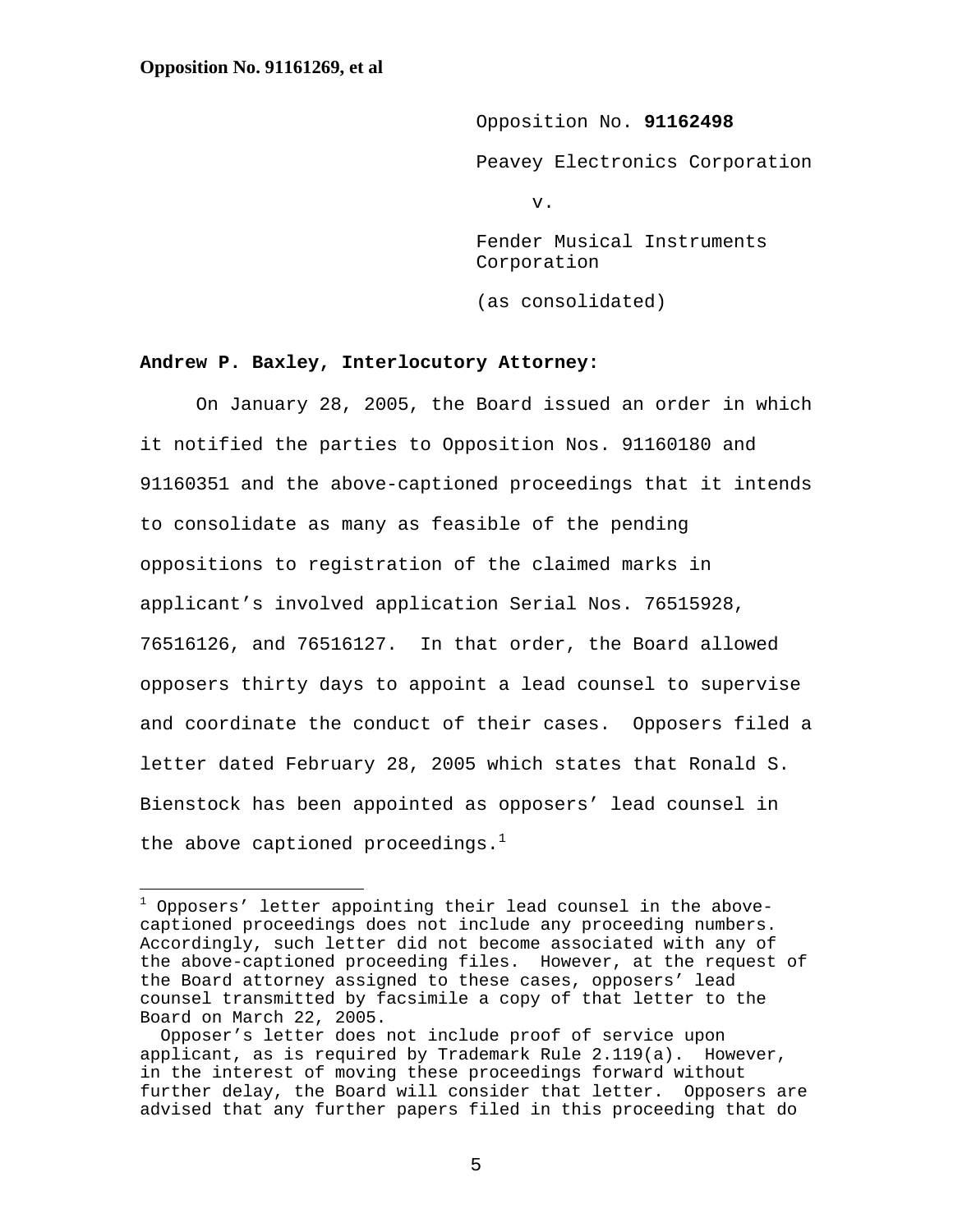Opposition No. **91162498**

Peavey Electronics Corporation

v.

Fender Musical Instruments Corporation

(as consolidated)

**Andrew P. Baxley, Interlocutory Attorney:**

On January 28, 2005, the Board issued an order in which it notified the parties to Opposition Nos. 91160180 and 91160351 and the above-captioned proceedings that it intends to consolidate as many as feasible of the pending oppositions to registration of the claimed marks in applicant's involved application Serial Nos. 76515928, 76516126, and 76516127. In that order, the Board allowed opposers thirty days to appoint a lead counsel to supervise and coordinate the conduct of their cases. Opposers filed a letter dated February 28, 2005 which states that Ronald S. Bienstock has been appointed as opposers' lead counsel in the above captioned proceedings.[1]

---

[1] Opposers' letter appointing their lead counsel in the above-captioned proceedings does not include any proceeding numbers. Accordingly, such letter did not become associated with any of the above-captioned proceeding files. However, at the request of the Board attorney assigned to these cases, opposers' lead counsel transmitted by facsimile a copy of that letter to the Board on March 22, 2005.

Opposer's letter does not include proof of service upon applicant, as is required by Trademark Rule 2.119(a). However, in the interest of moving these proceedings forward without further delay, the Board will consider that letter. Opposers are advised that any further papers filed in this proceeding that do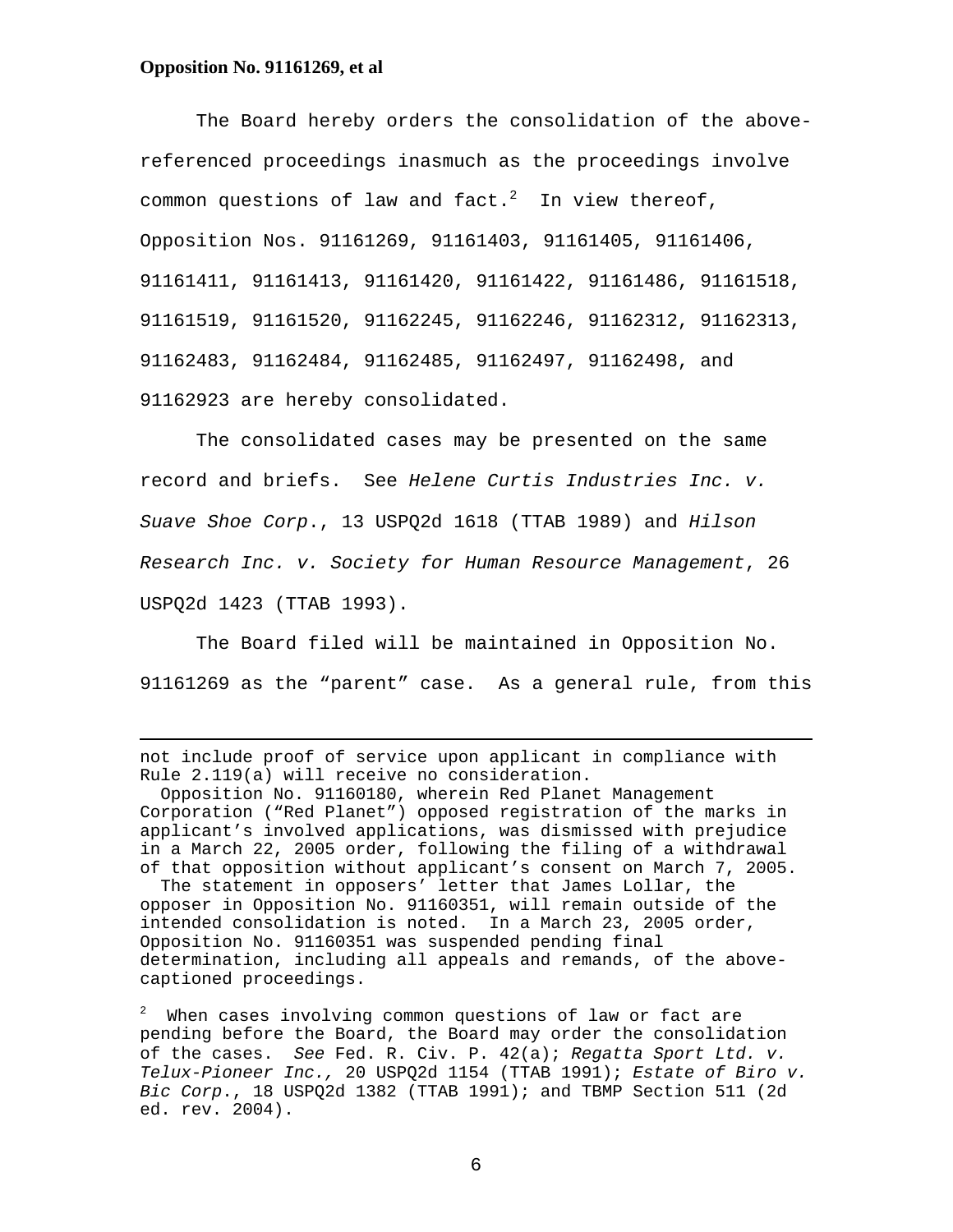The Board hereby orders the consolidation of the above-referenced proceedings inasmuch as the proceedings involve common questions of law and fact.[2] In view thereof, Opposition Nos. 91161269, 91161403, 91161405, 91161406, 91161411, 91161413, 91161420, 91161422, 91161486, 91161518, 91161519, 91161520, 91162245, 91162246, 91162312, 91162313, 91162483, 91162484, 91162485, 91162497, 91162498, and 91162923 are hereby consolidated.

The consolidated cases may be presented on the same record and briefs. See *Helene Curtis Industries Inc. v. Suave Shoe Corp.*, 13 USPQ2d 1618 (TTAB 1989) and *Hilson Research Inc. v. Society for Human Resource Management*, 26 USPQ2d 1423 (TTAB 1993).

The Board filed will be maintained in Opposition No. 91161269 as the "parent" case. As a general rule, from this

---

not include proof of service upon applicant in compliance with Rule 2.119(a) will receive no consideration.

Opposition No. 91160180, wherein Red Planet Management Corporation ("Red Planet") opposed registration of the marks in applicant's involved applications, was dismissed with prejudice in a March 22, 2005 order, following the filing of a withdrawal of that opposition without applicant's consent on March 7, 2005.

The statement in opposers' letter that James Lollar, the opposer in Opposition No. 91160351, will remain outside of the intended consolidation is noted. In a March 23, 2005 order, Opposition No. 91160351 was suspended pending final determination, including all appeals and remands, of the above-captioned proceedings.

[2] When cases involving common questions of law or fact are pending before the Board, the Board may order the consolidation of the cases. *See* Fed. R. Civ. P. 42(a); *Regatta Sport Ltd. v. Telux-Pioneer Inc.,* 20 USPQ2d 1154 (TTAB 1991); *Estate of Biro v. Bic Corp.*, 18 USPQ2d 1382 (TTAB 1991); and TBMP Section 511 (2d ed. rev. 2004).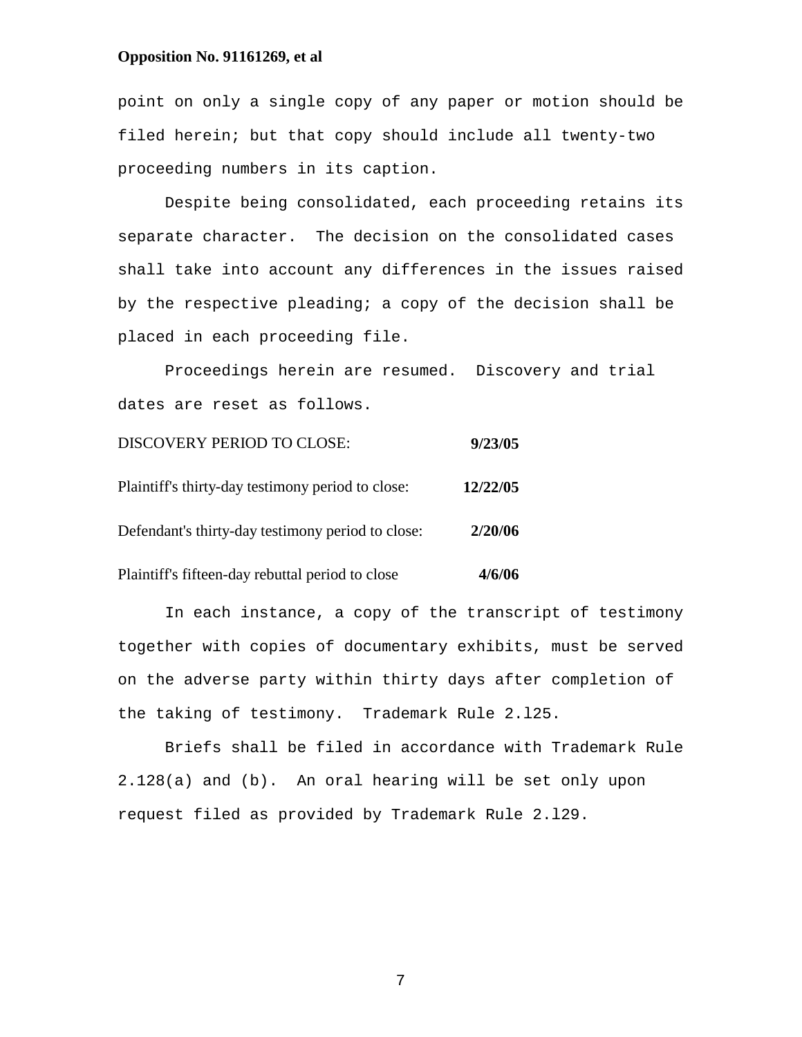point on only a single copy of any paper or motion should be filed herein; but that copy should include all twenty-two proceeding numbers in its caption.

Despite being consolidated, each proceeding retains its separate character. The decision on the consolidated cases shall take into account any differences in the issues raised by the respective pleading; a copy of the decision shall be placed in each proceeding file.

Proceedings herein are resumed. Discovery and trial dates are reset as follows.

| | |
|---|---|
| DISCOVERY PERIOD TO CLOSE: | **9/23/05** |
| Plaintiff's thirty-day testimony period to close: | **12/22/05** |
| Defendant's thirty-day testimony period to close: | **2/20/06** |
| Plaintiff's fifteen-day rebuttal period to close | **4/6/06** |

In each instance, a copy of the transcript of testimony together with copies of documentary exhibits, must be served on the adverse party within thirty days after completion of the taking of testimony. Trademark Rule 2.l25.

Briefs shall be filed in accordance with Trademark Rule 2.128(a) and (b). An oral hearing will be set only upon request filed as provided by Trademark Rule 2.l29.